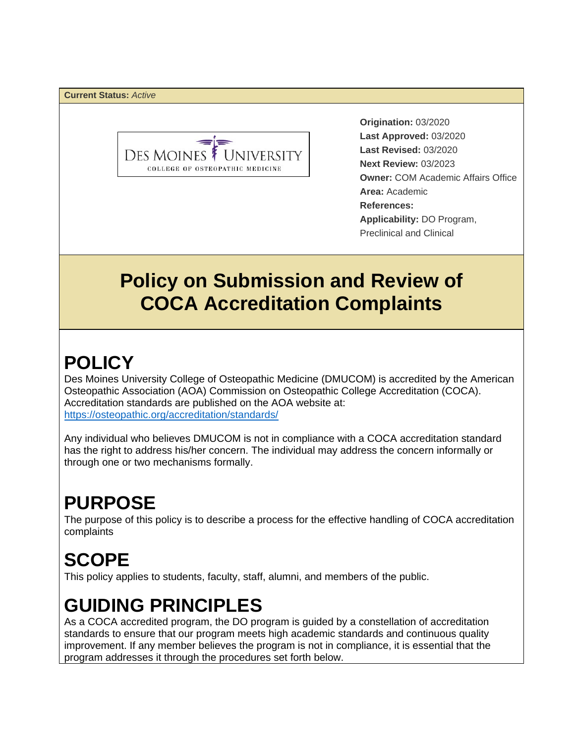**Current Status:** *Active*

Des Moines University
College of Osteopathic Medicine

**Origination:** 03/2020
**Last Approved:** 03/2020
**Last Revised:** 03/2020
**Next Review:** 03/2023
**Owner:** COM Academic Affairs Office
**Area:** Academic
**References:**
**Applicability:** DO Program, Preclinical and Clinical

# Policy on Submission and Review of COCA Accreditation Complaints

## POLICY

Des Moines University College of Osteopathic Medicine (DMUCOM) is accredited by the American Osteopathic Association (AOA) Commission on Osteopathic College Accreditation (COCA). Accreditation standards are published on the AOA website at: https://osteopathic.org/accreditation/standards/

Any individual who believes DMUCOM is not in compliance with a COCA accreditation standard has the right to address his/her concern. The individual may address the concern informally or through one or two mechanisms formally.

## PURPOSE

The purpose of this policy is to describe a process for the effective handling of COCA accreditation complaints

## SCOPE

This policy applies to students, faculty, staff, alumni, and members of the public.

## GUIDING PRINCIPLES

As a COCA accredited program, the DO program is guided by a constellation of accreditation standards to ensure that our program meets high academic standards and continuous quality improvement. If any member believes the program is not in compliance, it is essential that the program addresses it through the procedures set forth below.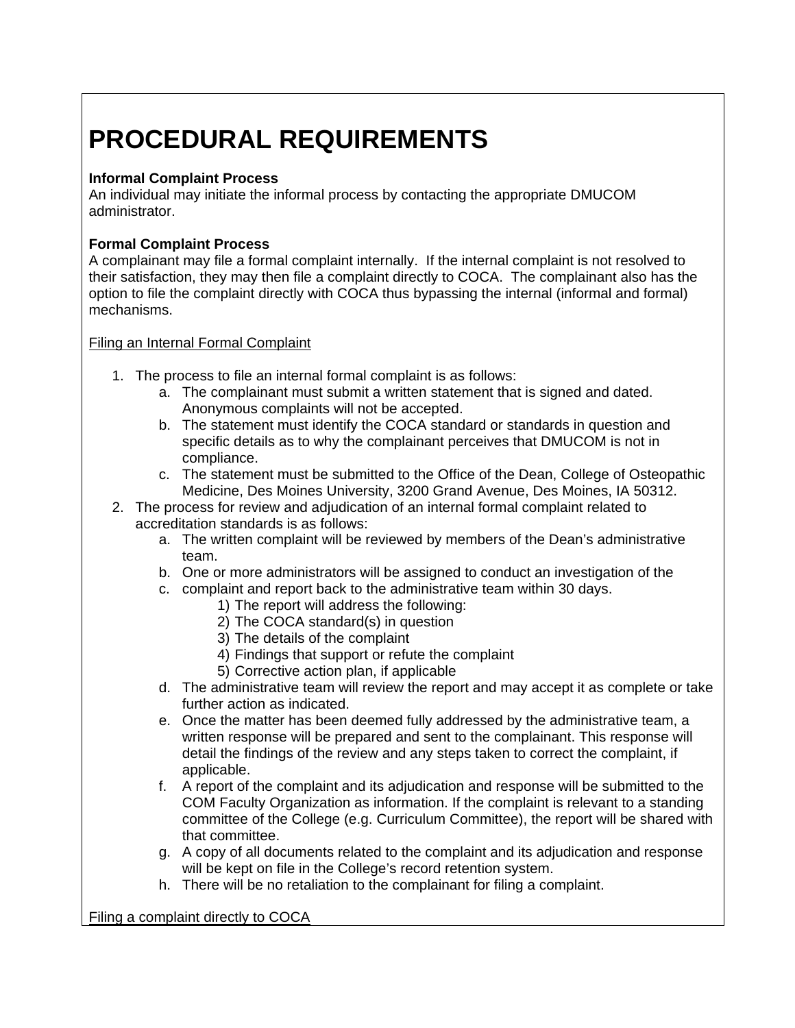# PROCEDURAL REQUIREMENTS

**Informal Complaint Process**
An individual may initiate the informal process by contacting the appropriate DMUCOM administrator.

**Formal Complaint Process**
A complainant may file a formal complaint internally. If the internal complaint is not resolved to their satisfaction, they may then file a complaint directly to COCA. The complainant also has the option to file the complaint directly with COCA thus bypassing the internal (informal and formal) mechanisms.

<u>Filing an Internal Formal Complaint</u>

1. The process to file an internal formal complaint is as follows:
    a. The complainant must submit a written statement that is signed and dated. Anonymous complaints will not be accepted.
    b. The statement must identify the COCA standard or standards in question and specific details as to why the complainant perceives that DMUCOM is not in compliance.
    c. The statement must be submitted to the Office of the Dean, College of Osteopathic Medicine, Des Moines University, 3200 Grand Avenue, Des Moines, IA 50312.
2. The process for review and adjudication of an internal formal complaint related to accreditation standards is as follows:
    a. The written complaint will be reviewed by members of the Dean's administrative team.
    b. One or more administrators will be assigned to conduct an investigation of the
    c. complaint and report back to the administrative team within 30 days.
        1) The report will address the following:
        2) The COCA standard(s) in question
        3) The details of the complaint
        4) Findings that support or refute the complaint
        5) Corrective action plan, if applicable
    d. The administrative team will review the report and may accept it as complete or take further action as indicated.
    e. Once the matter has been deemed fully addressed by the administrative team, a written response will be prepared and sent to the complainant. This response will detail the findings of the review and any steps taken to correct the complaint, if applicable.
    f. A report of the complaint and its adjudication and response will be submitted to the COM Faculty Organization as information. If the complaint is relevant to a standing committee of the College (e.g. Curriculum Committee), the report will be shared with that committee.
    g. A copy of all documents related to the complaint and its adjudication and response will be kept on file in the College's record retention system.
    h. There will be no retaliation to the complainant for filing a complaint.

<u>Filing a complaint directly to COCA</u>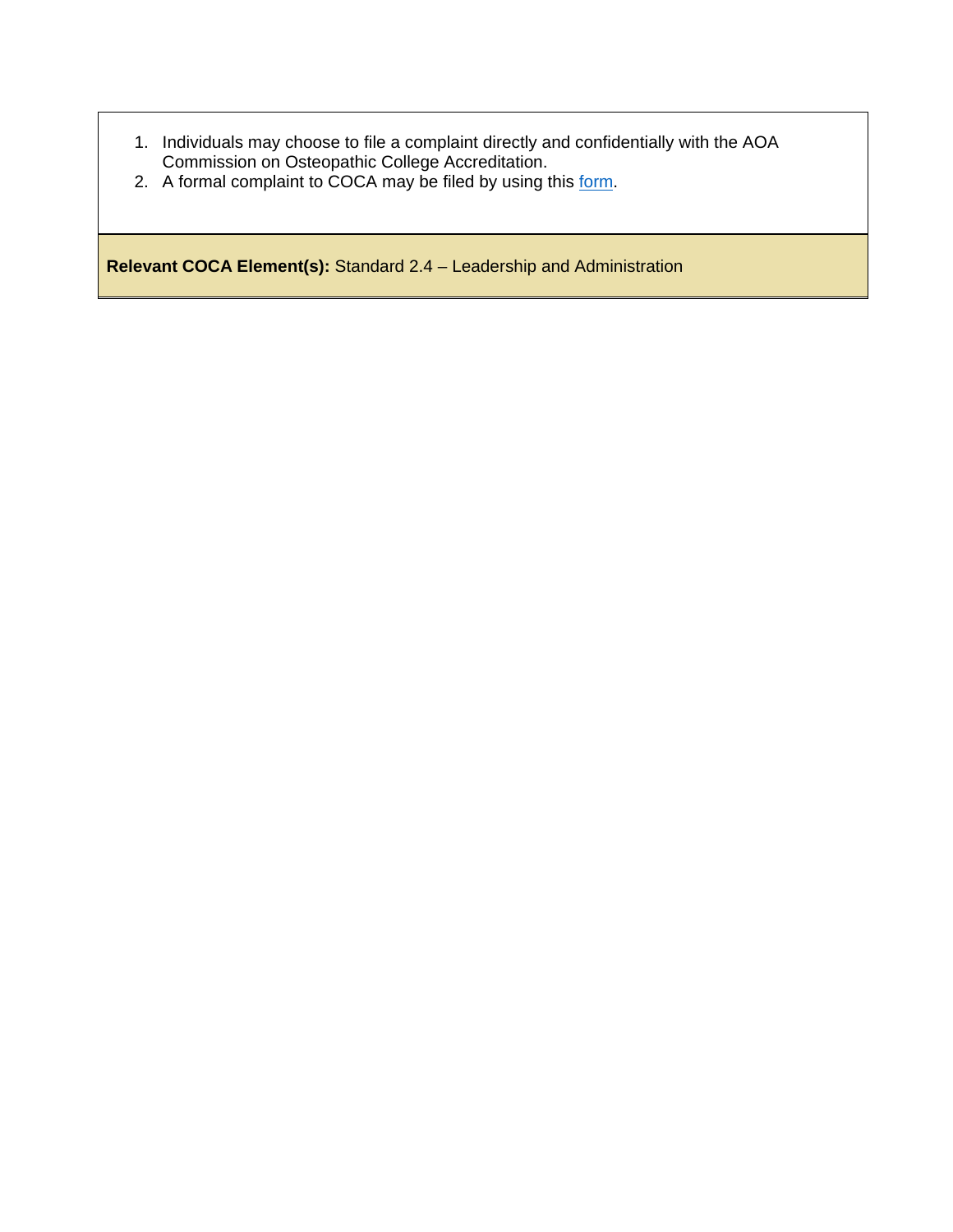1. Individuals may choose to file a complaint directly and confidentially with the AOA Commission on Osteopathic College Accreditation.
2. A formal complaint to COCA may be filed by using this form.

**Relevant COCA Element(s):** Standard 2.4 – Leadership and Administration